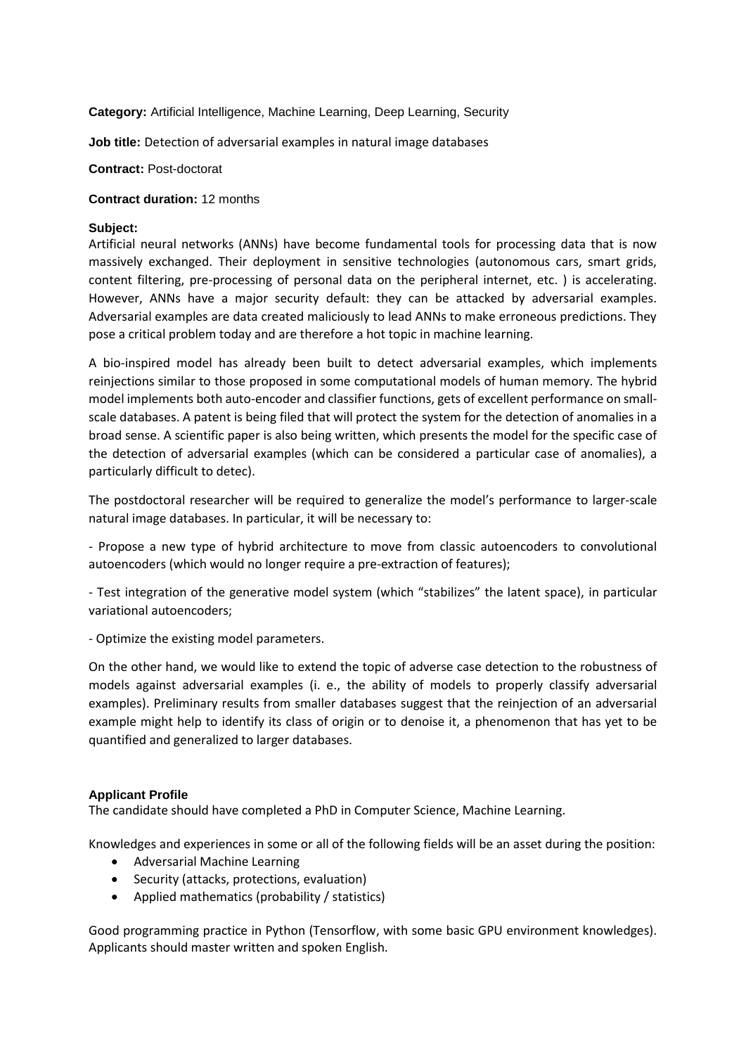**Category:** Artificial Intelligence, Machine Learning, Deep Learning, Security

**Job title:** Detection of adversarial examples in natural image databases

**Contract:** Post-doctorat

**Contract duration:** 12 months

**Subject:**

Artificial neural networks (ANNs) have become fundamental tools for processing data that is now massively exchanged. Their deployment in sensitive technologies (autonomous cars, smart grids, content filtering, pre-processing of personal data on the peripheral internet, etc. ) is accelerating. However, ANNs have a major security default: they can be attacked by adversarial examples. Adversarial examples are data created maliciously to lead ANNs to make erroneous predictions. They pose a critical problem today and are therefore a hot topic in machine learning.

A bio-inspired model has already been built to detect adversarial examples, which implements reinjections similar to those proposed in some computational models of human memory. The hybrid model implements both auto-encoder and classifier functions, gets of excellent performance on small-scale databases. A patent is being filed that will protect the system for the detection of anomalies in a broad sense. A scientific paper is also being written, which presents the model for the specific case of the detection of adversarial examples (which can be considered a particular case of anomalies), a particularly difficult to detec).

The postdoctoral researcher will be required to generalize the model's performance to larger-scale natural image databases. In particular, it will be necessary to:

- Propose a new type of hybrid architecture to move from classic autoencoders to convolutional autoencoders (which would no longer require a pre-extraction of features);

- Test integration of the generative model system (which "stabilizes" the latent space), in particular variational autoencoders;

- Optimize the existing model parameters.

On the other hand, we would like to extend the topic of adverse case detection to the robustness of models against adversarial examples (i. e., the ability of models to properly classify adversarial examples). Preliminary results from smaller databases suggest that the reinjection of an adversarial example might help to identify its class of origin or to denoise it, a phenomenon that has yet to be quantified and generalized to larger databases.

**Applicant Profile**

The candidate should have completed a PhD in Computer Science, Machine Learning.

Knowledges and experiences in some or all of the following fields will be an asset during the position:

- Adversarial Machine Learning
- Security (attacks, protections, evaluation)
- Applied mathematics (probability / statistics)

Good programming practice in Python (Tensorflow, with some basic GPU environment knowledges). Applicants should master written and spoken English.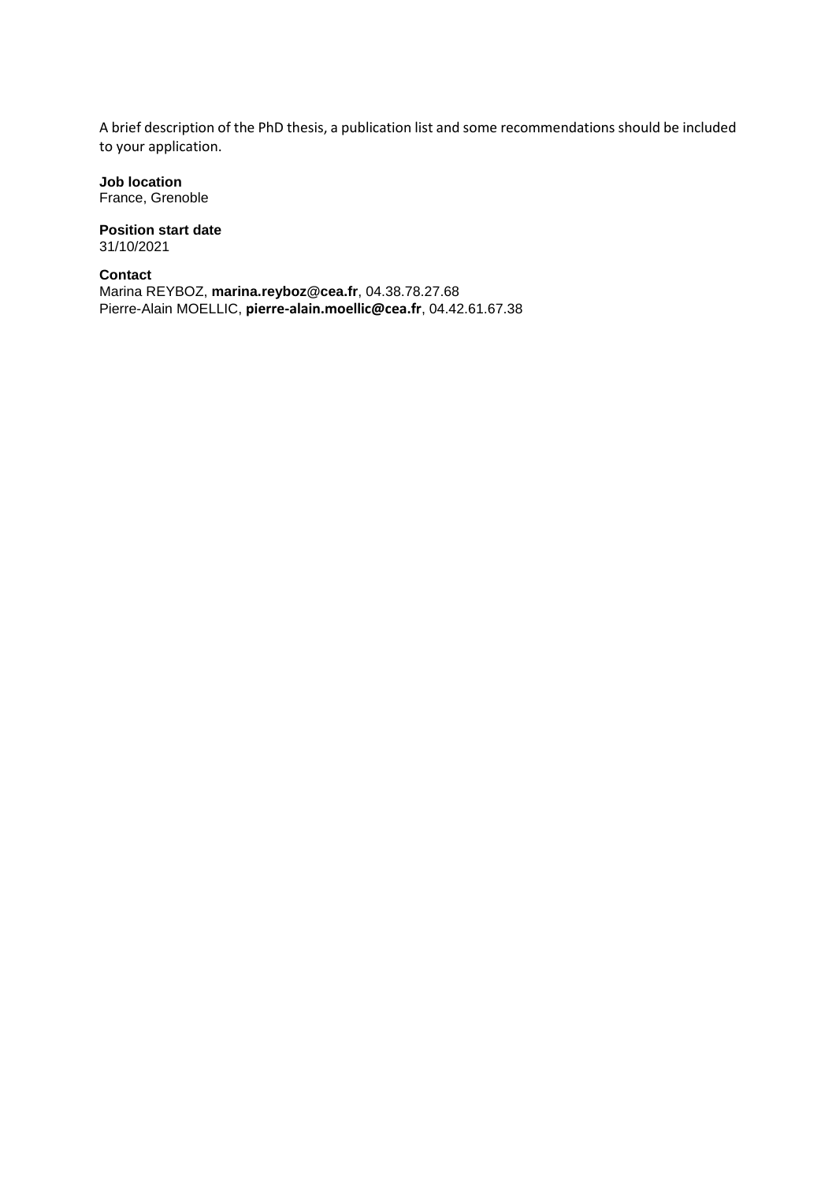A brief description of the PhD thesis, a publication list and some recommendations should be included to your application.

**Job location**
France, Grenoble

**Position start date**
31/10/2021

**Contact**
Marina REYBOZ, **marina.reyboz@cea.fr**, 04.38.78.27.68
Pierre-Alain MOELLIC, **pierre-alain.moellic@cea.fr**, 04.42.61.67.38